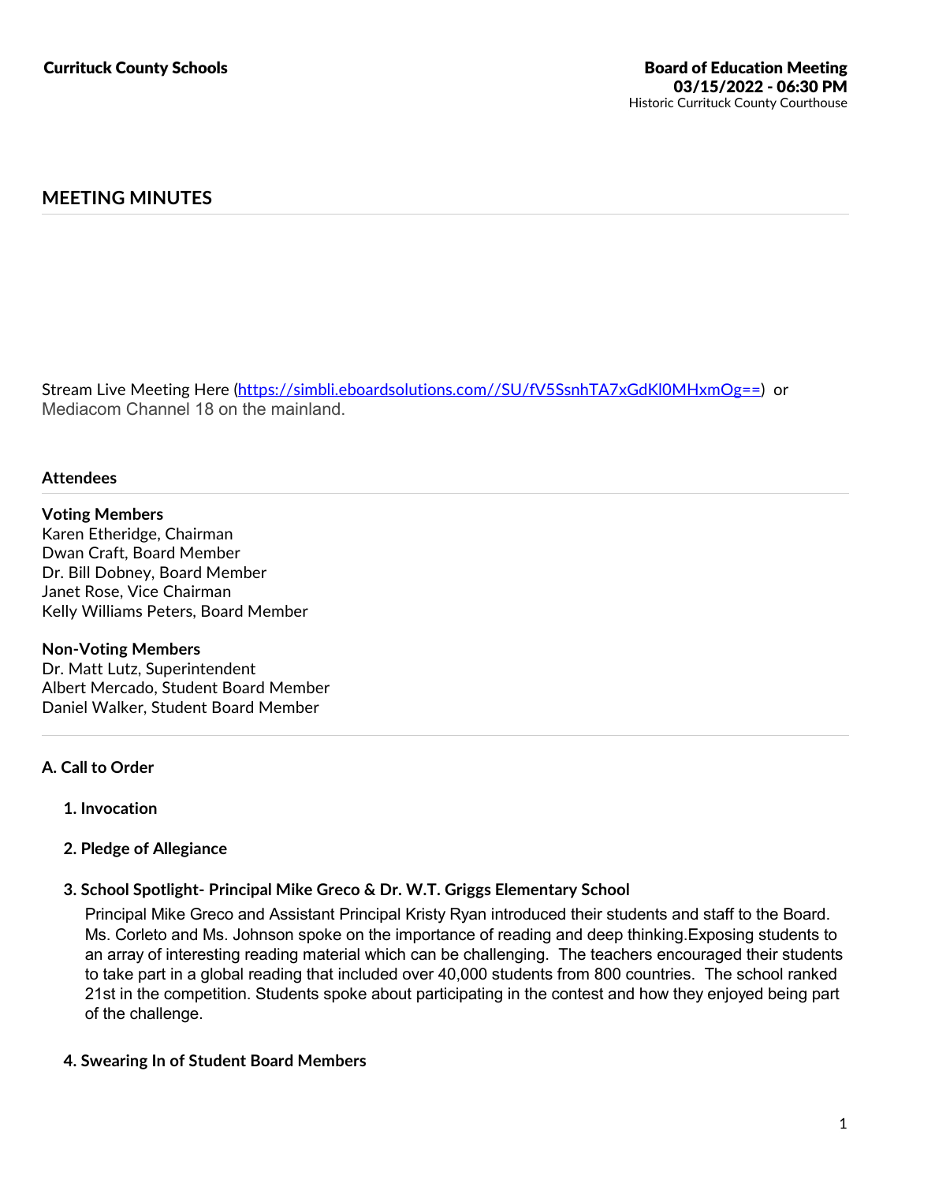**Currituck County Schools**

**Board of Education Meeting**
**03/15/2022 - 06:30 PM**
Historic Currituck County Courthouse

## MEETING MINUTES

Stream Live Meeting Here (https://simbli.eboardsolutions.com//SU/fV5SsnhTA7xGdKl0MHxmOg==) or Mediacom Channel 18 on the mainland.

### Attendees

**Voting Members**
Karen Etheridge, Chairman
Dwan Craft, Board Member
Dr. Bill Dobney, Board Member
Janet Rose, Vice Chairman
Kelly Williams Peters, Board Member

**Non-Voting Members**
Dr. Matt Lutz, Superintendent
Albert Mercado, Student Board Member
Daniel Walker, Student Board Member

### A. Call to Order

#### 1. Invocation

#### 2. Pledge of Allegiance

#### 3. School Spotlight- Principal Mike Greco & Dr. W.T. Griggs Elementary School

Principal Mike Greco and Assistant Principal Kristy Ryan introduced their students and staff to the Board. Ms. Corleto and Ms. Johnson spoke on the importance of reading and deep thinking.Exposing students to an array of interesting reading material which can be challenging. The teachers encouraged their students to take part in a global reading that included over 40,000 students from 800 countries. The school ranked 21st in the competition. Students spoke about participating in the contest and how they enjoyed being part of the challenge.

#### 4. Swearing In of Student Board Members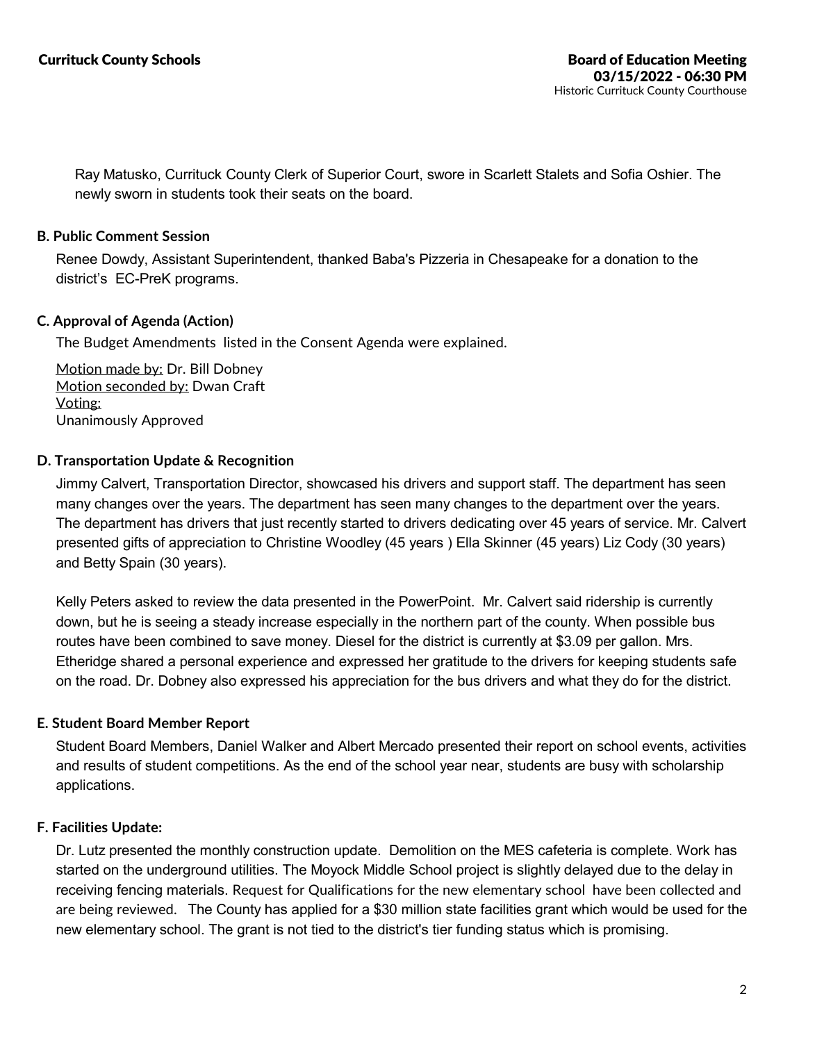Ray Matusko, Currituck County Clerk of Superior Court, swore in Scarlett Stalets and Sofia Oshier. The newly sworn in students took their seats on the board.

### B. Public Comment Session

Renee Dowdy, Assistant Superintendent, thanked Baba's Pizzeria in Chesapeake for a donation to the district's EC-PreK programs.

### C. Approval of Agenda (Action)

The Budget Amendments listed in the Consent Agenda were explained.

Motion made by: Dr. Bill Dobney
Motion seconded by: Dwan Craft
Voting:
Unanimously Approved

### D. Transportation Update & Recognition

Jimmy Calvert, Transportation Director, showcased his drivers and support staff. The department has seen many changes over the years. The department has seen many changes to the department over the years. The department has drivers that just recently started to drivers dedicating over 45 years of service. Mr. Calvert presented gifts of appreciation to Christine Woodley (45 years ) Ella Skinner (45 years) Liz Cody (30 years) and Betty Spain (30 years).

Kelly Peters asked to review the data presented in the PowerPoint. Mr. Calvert said ridership is currently down, but he is seeing a steady increase especially in the northern part of the county. When possible bus routes have been combined to save money. Diesel for the district is currently at $3.09 per gallon. Mrs. Etheridge shared a personal experience and expressed her gratitude to the drivers for keeping students safe on the road. Dr. Dobney also expressed his appreciation for the bus drivers and what they do for the district.

### E. Student Board Member Report

Student Board Members, Daniel Walker and Albert Mercado presented their report on school events, activities and results of student competitions. As the end of the school year near, students are busy with scholarship applications.

### F. Facilities Update:

Dr. Lutz presented the monthly construction update. Demolition on the MES cafeteria is complete. Work has started on the underground utilities. The Moyock Middle School project is slightly delayed due to the delay in receiving fencing materials. Request for Qualifications for the new elementary school have been collected and are being reviewed. The County has applied for a $30 million state facilities grant which would be used for the new elementary school. The grant is not tied to the district's tier funding status which is promising.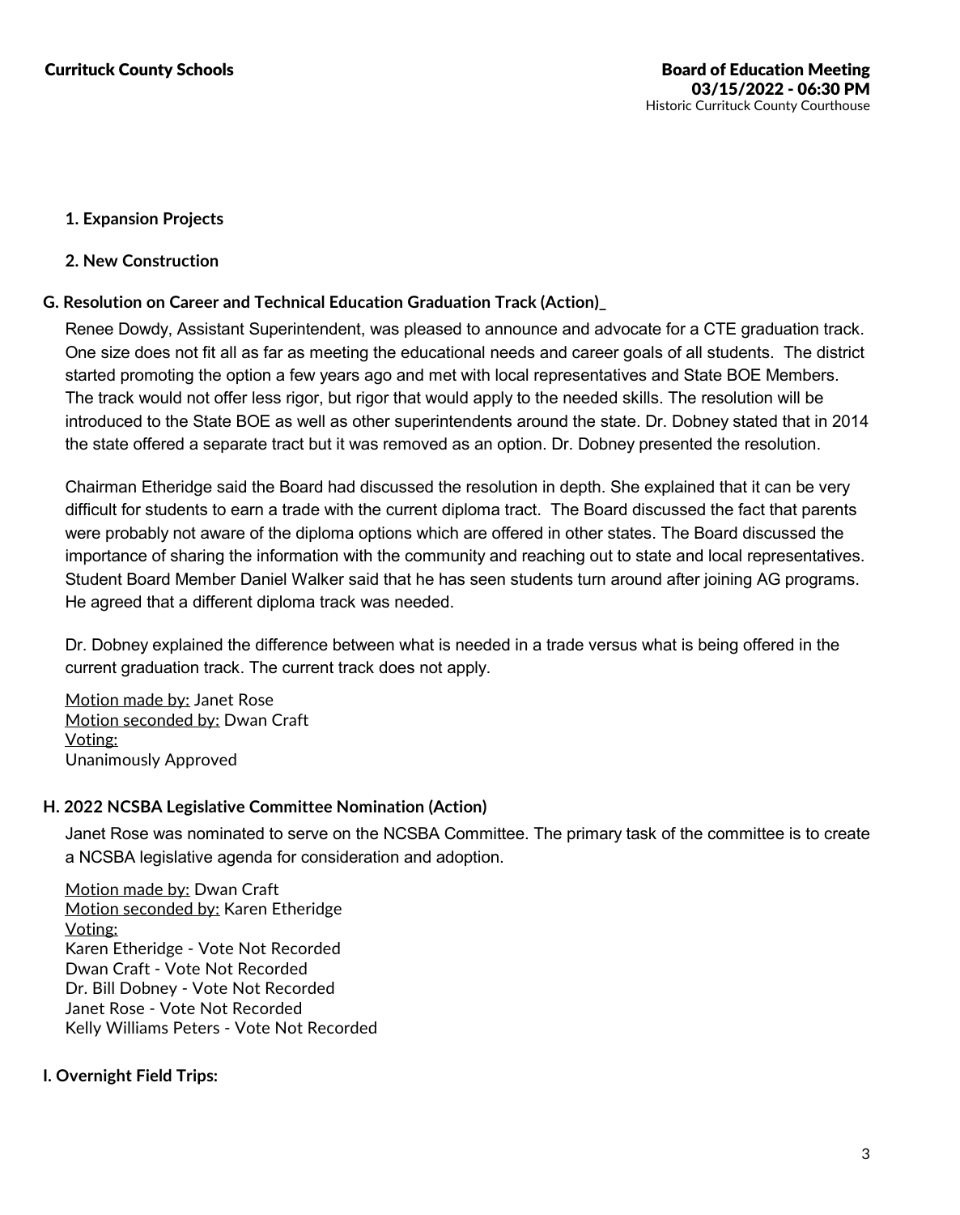**1. Expansion Projects**

**2. New Construction**

**G. Resolution on Career and Technical Education Graduation Track (Action)_**

Renee Dowdy, Assistant Superintendent, was pleased to announce and advocate for a CTE graduation track. One size does not fit all as far as meeting the educational needs and career goals of all students. The district started promoting the option a few years ago and met with local representatives and State BOE Members. The track would not offer less rigor, but rigor that would apply to the needed skills. The resolution will be introduced to the State BOE as well as other superintendents around the state. Dr. Dobney stated that in 2014 the state offered a separate tract but it was removed as an option. Dr. Dobney presented the resolution.

Chairman Etheridge said the Board had discussed the resolution in depth. She explained that it can be very difficult for students to earn a trade with the current diploma tract. The Board discussed the fact that parents were probably not aware of the diploma options which are offered in other states. The Board discussed the importance of sharing the information with the community and reaching out to state and local representatives. Student Board Member Daniel Walker said that he has seen students turn around after joining AG programs. He agreed that a different diploma track was needed.

Dr. Dobney explained the difference between what is needed in a trade versus what is being offered in the current graduation track. The current track does not apply.

Motion made by: Janet Rose
Motion seconded by: Dwan Craft
Voting:
Unanimously Approved

**H. 2022 NCSBA Legislative Committee Nomination (Action)**

Janet Rose was nominated to serve on the NCSBA Committee. The primary task of the committee is to create a NCSBA legislative agenda for consideration and adoption.

Motion made by: Dwan Craft
Motion seconded by: Karen Etheridge
Voting:
Karen Etheridge - Vote Not Recorded
Dwan Craft - Vote Not Recorded
Dr. Bill Dobney - Vote Not Recorded
Janet Rose - Vote Not Recorded
Kelly Williams Peters - Vote Not Recorded

**I. Overnight Field Trips:**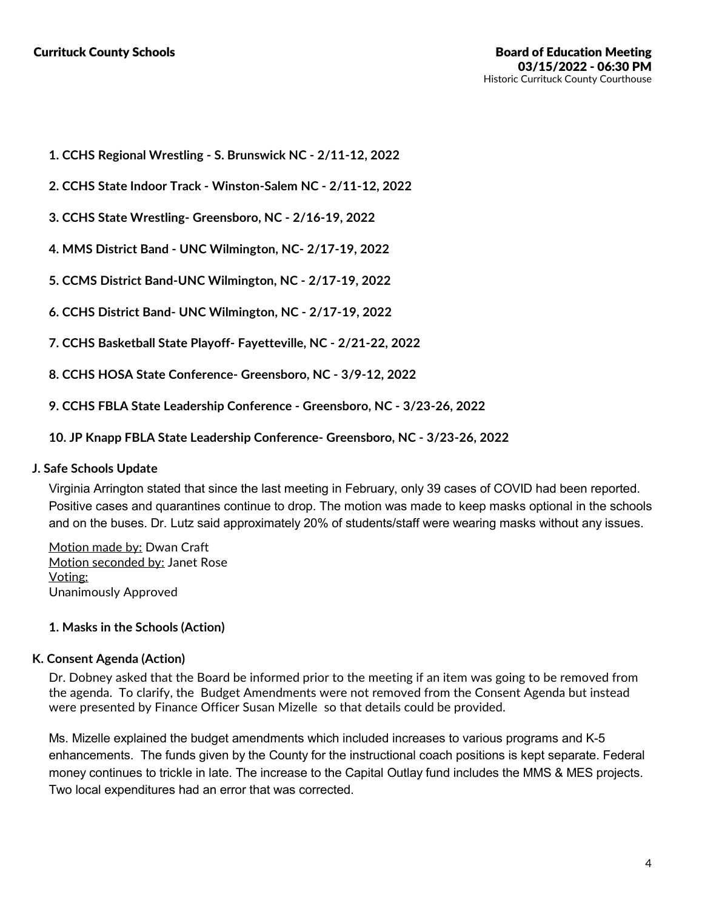1. **CCHS Regional Wrestling - S. Brunswick NC - 2/11-12, 2022**

2. **CCHS State Indoor Track - Winston-Salem NC - 2/11-12, 2022**

3. **CCHS State Wrestling- Greensboro, NC - 2/16-19, 2022**

4. **MMS District Band - UNC Wilmington, NC- 2/17-19, 2022**

5. **CCMS District Band-UNC Wilmington, NC - 2/17-19, 2022**

6. **CCHS District Band- UNC Wilmington, NC - 2/17-19, 2022**

7. **CCHS Basketball State Playoff- Fayetteville, NC - 2/21-22, 2022**

8. **CCHS HOSA State Conference- Greensboro, NC - 3/9-12, 2022**

9. **CCHS FBLA State Leadership Conference - Greensboro, NC - 3/23-26, 2022**

10. **JP Knapp FBLA State Leadership Conference- Greensboro, NC - 3/23-26, 2022**

### J. Safe Schools Update

Virginia Arrington stated that since the last meeting in February, only 39 cases of COVID had been reported. Positive cases and quarantines continue to drop. The motion was made to keep masks optional in the schools and on the buses. Dr. Lutz said approximately 20% of students/staff were wearing masks without any issues.

Motion made by: Dwan Craft
Motion seconded by: Janet Rose
Voting:
Unanimously Approved

1. **Masks in the Schools (Action)**

### K. Consent Agenda (Action)

Dr. Dobney asked that the Board be informed prior to the meeting if an item was going to be removed from the agenda. To clarify, the Budget Amendments were not removed from the Consent Agenda but instead were presented by Finance Officer Susan Mizelle so that details could be provided.

Ms. Mizelle explained the budget amendments which included increases to various programs and K-5 enhancements. The funds given by the County for the instructional coach positions is kept separate. Federal money continues to trickle in late. The increase to the Capital Outlay fund includes the MMS & MES projects. Two local expenditures had an error that was corrected.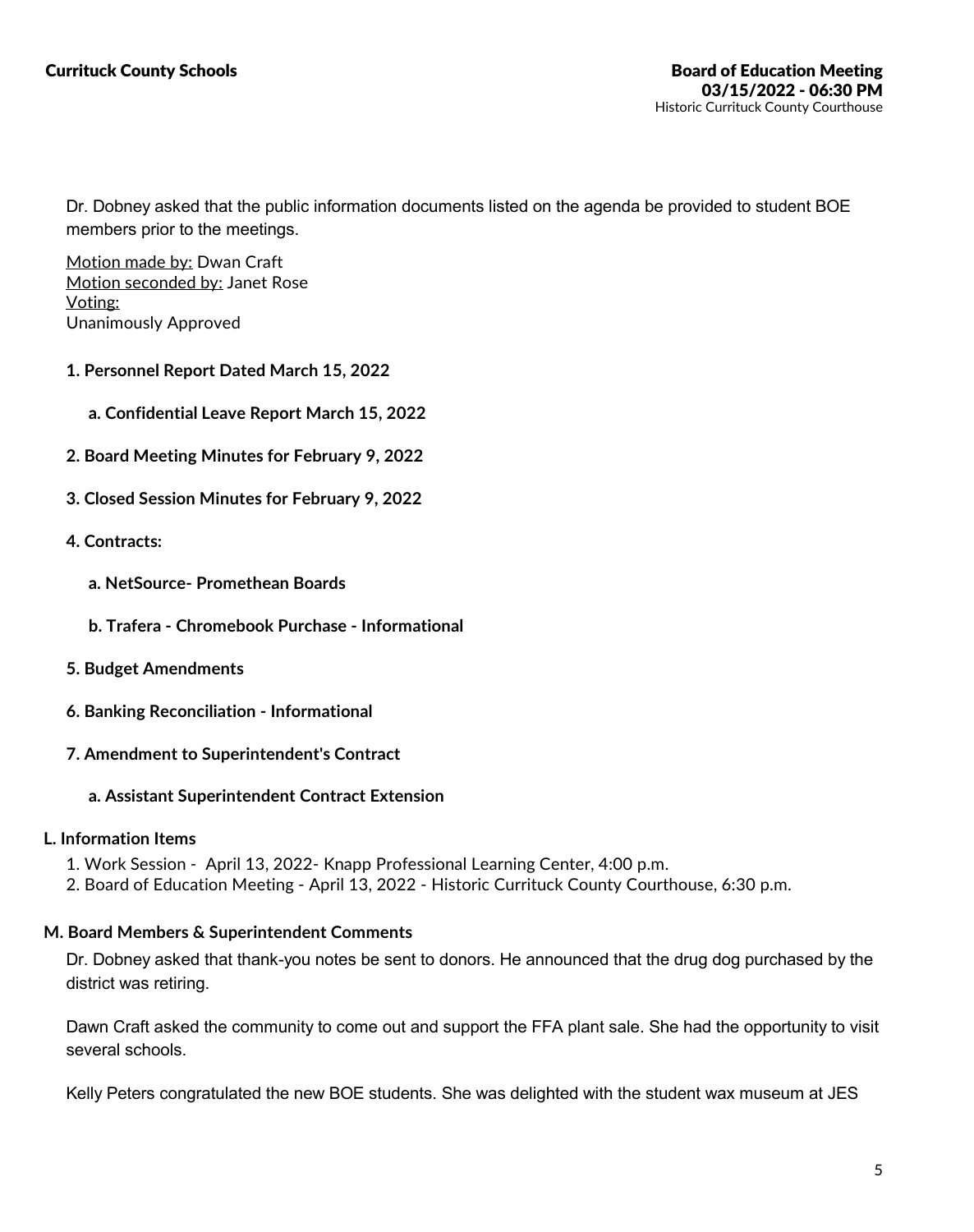Dr. Dobney asked that the public information documents listed on the agenda be provided to student BOE members prior to the meetings.

Motion made by: Dwan Craft
Motion seconded by: Janet Rose
Voting:
Unanimously Approved

**1. Personnel Report Dated March 15, 2022**

**a. Confidential Leave Report March 15, 2022**

**2. Board Meeting Minutes for February 9, 2022**

**3. Closed Session Minutes for February 9, 2022**

**4. Contracts:**

**a. NetSource- Promethean Boards**

**b. Trafera - Chromebook Purchase - Informational**

**5. Budget Amendments**

**6. Banking Reconciliation - Informational**

**7. Amendment to Superintendent's Contract**

**a. Assistant Superintendent Contract Extension**

### L. Information Items

1. Work Session - April 13, 2022- Knapp Professional Learning Center, 4:00 p.m.
2. Board of Education Meeting - April 13, 2022 - Historic Currituck County Courthouse, 6:30 p.m.

### M. Board Members & Superintendent Comments

Dr. Dobney asked that thank-you notes be sent to donors. He announced that the drug dog purchased by the district was retiring.

Dawn Craft asked the community to come out and support the FFA plant sale. She had the opportunity to visit several schools.

Kelly Peters congratulated the new BOE students. She was delighted with the student wax museum at JES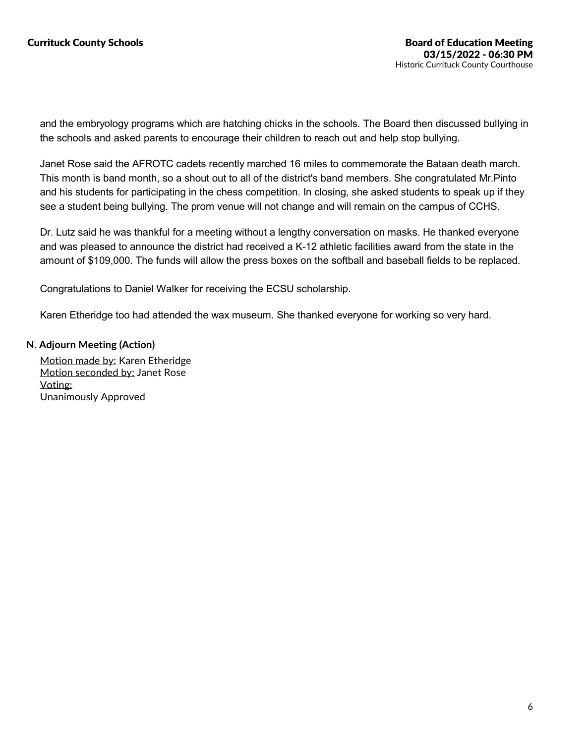and the embryology programs which are hatching chicks in the schools. The Board then discussed bullying in the schools and asked parents to encourage their children to reach out and help stop bullying.

Janet Rose said the AFROTC cadets recently marched 16 miles to commemorate the Bataan death march. This month is band month, so a shout out to all of the district's band members. She congratulated Mr.Pinto and his students for participating in the chess competition. In closing, she asked students to speak up if they see a student being bullying. The prom venue will not change and will remain on the campus of CCHS.

Dr. Lutz said he was thankful for a meeting without a lengthy conversation on masks. He thanked everyone and was pleased to announce the district had received a K-12 athletic facilities award from the state in the amount of $109,000. The funds will allow the press boxes on the softball and baseball fields to be replaced.

Congratulations to Daniel Walker for receiving the ECSU scholarship.

Karen Etheridge too had attended the wax museum. She thanked everyone for working so very hard.

### N. Adjourn Meeting (Action)

Motion made by: Karen Etheridge
Motion seconded by: Janet Rose
Voting:
Unanimously Approved